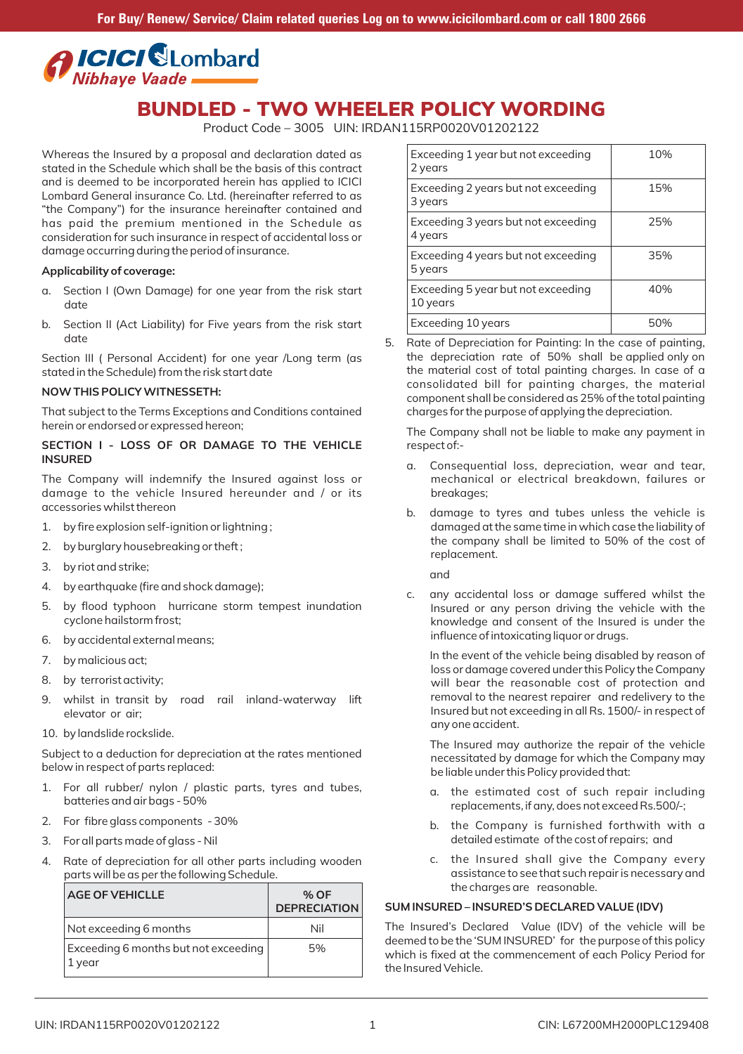# BUNDLED - TWO WHEELER POLICY WORDING

Product Code – 3005 UIN: IRDAN115RP0020V01202122

Whereas the Insured by a proposal and declaration dated as stated in the Schedule which shall be the basis of this contract and is deemed to be incorporated herein has applied to ICICI Lombard General insurance Co. Ltd. (hereinafter referred to as "the Company") for the insurance hereinafter contained and has paid the premium mentioned in the Schedule as consideration for such insurance in respect of accidental loss or damage occurring during the period of insurance.

**Applicability of coverage:**

a. Section I (Own Damage) for one year from the risk start date

b. Section II (Act Liability) for Five years from the risk start date

Section III ( Personal Accident) for one year /Long term (as stated in the Schedule) from the risk start date

**NOW THIS POLICY WITNESSETH:**

That subject to the Terms Exceptions and Conditions contained herein or endorsed or expressed hereon;

**SECTION I - LOSS OF OR DAMAGE TO THE VEHICLE INSURED**

The Company will indemnify the Insured against loss or damage to the vehicle Insured hereunder and / or its accessories whilst thereon

1. by fire explosion self-ignition or lightning ;
2. by burglary housebreaking or theft ;
3. by riot and strike;
4. by earthquake (fire and shock damage);
5. by flood typhoon hurricane storm tempest inundation cyclone hailstorm frost;
6. by accidental external means;
7. by malicious act;
8. by terrorist activity;
9. whilst in transit by road rail inland-waterway lift elevator or air;
10. by landslide rockslide.

Subject to a deduction for depreciation at the rates mentioned below in respect of parts replaced:

1. For all rubber/ nylon / plastic parts, tyres and tubes, batteries and air bags - 50%
2. For fibre glass components - 30%
3. For all parts made of glass - Nil
4. Rate of depreciation for all other parts including wooden parts will be as per the following Schedule.

| AGE OF VEHICLLE | % OF DEPRECIATION |
|---|---|
| Not exceeding 6 months | Nil |
| Exceeding 6 months but not exceeding 1 year | 5% |
| Exceeding 1 year but not exceeding 2 years | 10% |
| Exceeding 2 years but not exceeding 3 years | 15% |
| Exceeding 3 years but not exceeding 4 years | 25% |
| Exceeding 4 years but not exceeding 5 years | 35% |
| Exceeding 5 year but not exceeding 10 years | 40% |
| Exceeding 10 years | 50% |

5. Rate of Depreciation for Painting: In the case of painting, the depreciation rate of 50% shall be applied only on the material cost of total painting charges. In case of a consolidated bill for painting charges, the material component shall be considered as 25% of the total painting charges for the purpose of applying the depreciation.

The Company shall not be liable to make any payment in respect of:-

a. Consequential loss, depreciation, wear and tear, mechanical or electrical breakdown, failures or breakages;

b. damage to tyres and tubes unless the vehicle is damaged at the same time in which case the liability of the company shall be limited to 50% of the cost of replacement.

and

c. any accidental loss or damage suffered whilst the Insured or any person driving the vehicle with the knowledge and consent of the Insured is under the influence of intoxicating liquor or drugs.

In the event of the vehicle being disabled by reason of loss or damage covered under this Policy the Company will bear the reasonable cost of protection and removal to the nearest repairer and redelivery to the Insured but not exceeding in all Rs. 1500/- in respect of any one accident.

The Insured may authorize the repair of the vehicle necessitated by damage for which the Company may be liable under this Policy provided that:

a. the estimated cost of such repair including replacements, if any, does not exceed Rs.500/-;

b. the Company is furnished forthwith with a detailed estimate of the cost of repairs; and

c. the Insured shall give the Company every assistance to see that such repair is necessary and the charges are reasonable.

**SUM INSURED – INSURED'S DECLARED VALUE (IDV)**

The Insured's Declared Value (IDV) of the vehicle will be deemed to be the 'SUM INSURED' for the purpose of this policy which is fixed at the commencement of each Policy Period for the Insured Vehicle.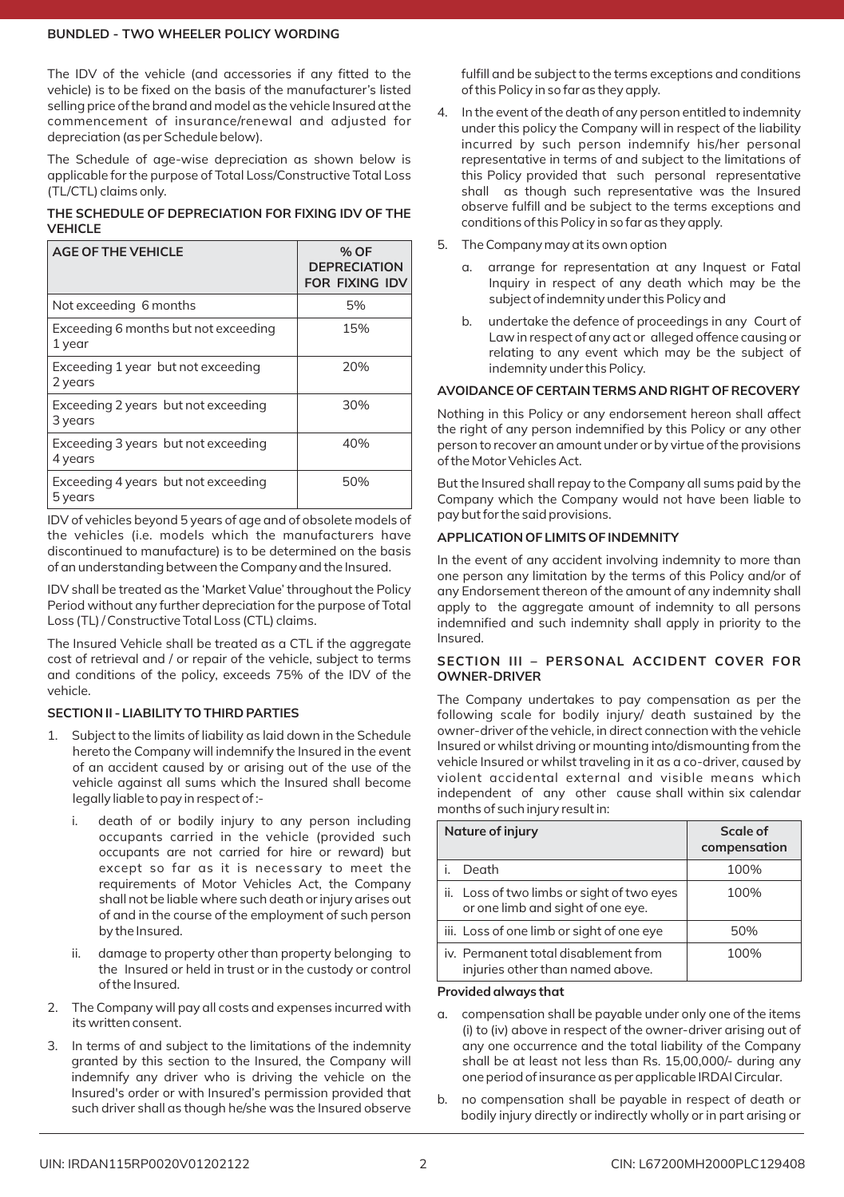The IDV of the vehicle (and accessories if any fitted to the vehicle) is to be fixed on the basis of the manufacturer's listed selling price of the brand and model as the vehicle Insured at the commencement of insurance/renewal and adjusted for depreciation (as per Schedule below).

The Schedule of age-wise depreciation as shown below is applicable for the purpose of Total Loss/Constructive Total Loss (TL/CTL) claims only.

**THE SCHEDULE OF DEPRECIATION FOR FIXING IDV OF THE VEHICLE**

| AGE OF THE VEHICLE | % OF DEPRECIATION FOR FIXING IDV |
|---|---|
| Not exceeding 6 months | 5% |
| Exceeding 6 months but not exceeding 1 year | 15% |
| Exceeding 1 year but not exceeding 2 years | 20% |
| Exceeding 2 years but not exceeding 3 years | 30% |
| Exceeding 3 years but not exceeding 4 years | 40% |
| Exceeding 4 years but not exceeding 5 years | 50% |

IDV of vehicles beyond 5 years of age and of obsolete models of the vehicles (i.e. models which the manufacturers have discontinued to manufacture) is to be determined on the basis of an understanding between the Company and the Insured.

IDV shall be treated as the 'Market Value' throughout the Policy Period without any further depreciation for the purpose of Total Loss (TL) / Constructive Total Loss (CTL) claims.

The Insured Vehicle shall be treated as a CTL if the aggregate cost of retrieval and / or repair of the vehicle, subject to terms and conditions of the policy, exceeds 75% of the IDV of the vehicle.

**SECTION II - LIABILITY TO THIRD PARTIES**

1. Subject to the limits of liability as laid down in the Schedule hereto the Company will indemnify the Insured in the event of an accident caused by or arising out of the use of the vehicle against all sums which the Insured shall become legally liable to pay in respect of :-
   i. death of or bodily injury to any person including occupants carried in the vehicle (provided such occupants are not carried for hire or reward) but except so far as it is necessary to meet the requirements of Motor Vehicles Act, the Company shall not be liable where such death or injury arises out of and in the course of the employment of such person by the Insured.
   ii. damage to property other than property belonging to the Insured or held in trust or in the custody or control of the Insured.
2. The Company will pay all costs and expenses incurred with its written consent.
3. In terms of and subject to the limitations of the indemnity granted by this section to the Insured, the Company will indemnify any driver who is driving the vehicle on the Insured's order or with Insured's permission provided that such driver shall as though he/she was the Insured observe fulfill and be subject to the terms exceptions and conditions of this Policy in so far as they apply.
4. In the event of the death of any person entitled to indemnity under this policy the Company will in respect of the liability incurred by such person indemnify his/her personal representative in terms of and subject to the limitations of this Policy provided that such personal representative shall as though such representative was the Insured observe fulfill and be subject to the terms exceptions and conditions of this Policy in so far as they apply.
5. The Company may at its own option
   a. arrange for representation at any Inquest or Fatal Inquiry in respect of any death which may be the subject of indemnity under this Policy and
   b. undertake the defence of proceedings in any Court of Law in respect of any act or alleged offence causing or relating to any event which may be the subject of indemnity under this Policy.

**AVOIDANCE OF CERTAIN TERMS AND RIGHT OF RECOVERY**

Nothing in this Policy or any endorsement hereon shall affect the right of any person indemnified by this Policy or any other person to recover an amount under or by virtue of the provisions of the Motor Vehicles Act.

But the Insured shall repay to the Company all sums paid by the Company which the Company would not have been liable to pay but for the said provisions.

**APPLICATION OF LIMITS OF INDEMNITY**

In the event of any accident involving indemnity to more than one person any limitation by the terms of this Policy and/or of any Endorsement thereon of the amount of any indemnity shall apply to the aggregate amount of indemnity to all persons indemnified and such indemnity shall apply in priority to the Insured.

**SECTION III – PERSONAL ACCIDENT COVER FOR OWNER-DRIVER**

The Company undertakes to pay compensation as per the following scale for bodily injury/ death sustained by the owner-driver of the vehicle, in direct connection with the vehicle Insured or whilst driving or mounting into/dismounting from the vehicle Insured or whilst traveling in it as a co-driver, caused by violent accidental external and visible means which independent of any other cause shall within six calendar months of such injury result in:

| Nature of injury | Scale of compensation |
|---|---|
| i. Death | 100% |
| ii. Loss of two limbs or sight of two eyes or one limb and sight of one eye. | 100% |
| iii. Loss of one limb or sight of one eye | 50% |
| iv. Permanent total disablement from injuries other than named above. | 100% |

**Provided always that**

a. compensation shall be payable under only one of the items (i) to (iv) above in respect of the owner-driver arising out of any one occurrence and the total liability of the Company shall be at least not less than Rs. 15,00,000/- during any one period of insurance as per applicable IRDAI Circular.
b. no compensation shall be payable in respect of death or bodily injury directly or indirectly wholly or in part arising or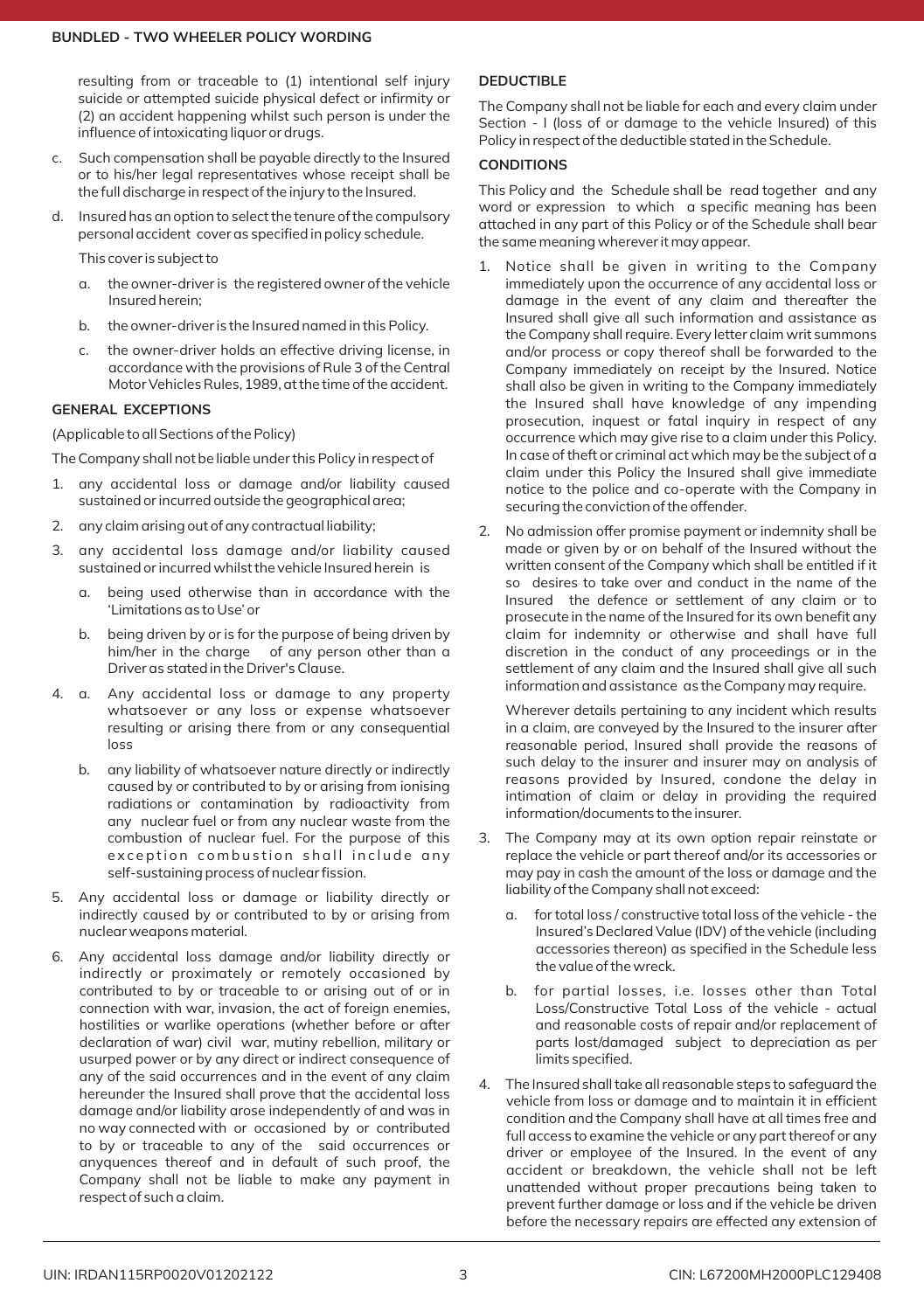resulting from or traceable to (1) intentional self injury suicide or attempted suicide physical defect or infirmity or (2) an accident happening whilst such person is under the influence of intoxicating liquor or drugs.

c. Such compensation shall be payable directly to the Insured or to his/her legal representatives whose receipt shall be the full discharge in respect of the injury to the Insured.

d. Insured has an option to select the tenure of the compulsory personal accident cover as specified in policy schedule.

   This cover is subject to

   a. the owner-driver is the registered owner of the vehicle Insured herein;

   b. the owner-driver is the Insured named in this Policy.

   c. the owner-driver holds an effective driving license, in accordance with the provisions of Rule 3 of the Central Motor Vehicles Rules, 1989, at the time of the accident.

### GENERAL EXCEPTIONS

(Applicable to all Sections of the Policy)

The Company shall not be liable under this Policy in respect of

1. any accidental loss or damage and/or liability caused sustained or incurred outside the geographical area;

2. any claim arising out of any contractual liability;

3. any accidental loss damage and/or liability caused sustained or incurred whilst the vehicle Insured herein is

   a. being used otherwise than in accordance with the 'Limitations as to Use' or

   b. being driven by or is for the purpose of being driven by him/her in the charge of any person other than a Driver as stated in the Driver's Clause.

4. a. Any accidental loss or damage to any property whatsoever or any loss or expense whatsoever resulting or arising there from or any consequential loss

   b. any liability of whatsoever nature directly or indirectly caused by or contributed to by or arising from ionising radiations or contamination by radioactivity from any nuclear fuel or from any nuclear waste from the combustion of nuclear fuel. For the purpose of this exception combustion shall include any self-sustaining process of nuclear fission.

5. Any accidental loss or damage or liability directly or indirectly caused by or contributed to by or arising from nuclear weapons material.

6. Any accidental loss damage and/or liability directly or indirectly or proximately or remotely occasioned by contributed to by or traceable to or arising out of or in connection with war, invasion, the act of foreign enemies, hostilities or warlike operations (whether before or after declaration of war) civil war, mutiny rebellion, military or usurped power or by any direct or indirect consequence of any of the said occurrences and in the event of any claim hereunder the Insured shall prove that the accidental loss damage and/or liability arose independently of and was in no way connected with or occasioned by or contributed to by or traceable to any of the said occurrences or anyquences thereof and in default of such proof, the Company shall not be liable to make any payment in respect of such a claim.

### DEDUCTIBLE

The Company shall not be liable for each and every claim under Section - I (loss of or damage to the vehicle Insured) of this Policy in respect of the deductible stated in the Schedule.

### CONDITIONS

This Policy and the Schedule shall be read together and any word or expression to which a specific meaning has been attached in any part of this Policy or of the Schedule shall bear the same meaning wherever it may appear.

1. Notice shall be given in writing to the Company immediately upon the occurrence of any accidental loss or damage in the event of any claim and thereafter the Insured shall give all such information and assistance as the Company shall require. Every letter claim writ summons and/or process or copy thereof shall be forwarded to the Company immediately on receipt by the Insured. Notice shall also be given in writing to the Company immediately the Insured shall have knowledge of any impending prosecution, inquest or fatal inquiry in respect of any occurrence which may give rise to a claim under this Policy. In case of theft or criminal act which may be the subject of a claim under this Policy the Insured shall give immediate notice to the police and co-operate with the Company in securing the conviction of the offender.

2. No admission offer promise payment or indemnity shall be made or given by or on behalf of the Insured without the written consent of the Company which shall be entitled if it so desires to take over and conduct in the name of the Insured the defence or settlement of any claim or to prosecute in the name of the Insured for its own benefit any claim for indemnity or otherwise and shall have full discretion in the conduct of any proceedings or in the settlement of any claim and the Insured shall give all such information and assistance as the Company may require.

   Wherever details pertaining to any incident which results in a claim, are conveyed by the Insured to the insurer after reasonable period, Insured shall provide the reasons of such delay to the insurer and insurer may on analysis of reasons provided by Insured, condone the delay in intimation of claim or delay in providing the required information/documents to the insurer.

3. The Company may at its own option repair reinstate or replace the vehicle or part thereof and/or its accessories or may pay in cash the amount of the loss or damage and the liability of the Company shall not exceed:

   a. for total loss / constructive total loss of the vehicle - the Insured's Declared Value (IDV) of the vehicle (including accessories thereon) as specified in the Schedule less the value of the wreck.

   b. for partial losses, i.e. losses other than Total Loss/Constructive Total Loss of the vehicle - actual and reasonable costs of repair and/or replacement of parts lost/damaged subject to depreciation as per limits specified.

4. The Insured shall take all reasonable steps to safeguard the vehicle from loss or damage and to maintain it in efficient condition and the Company shall have at all times free and full access to examine the vehicle or any part thereof or any driver or employee of the Insured. In the event of any accident or breakdown, the vehicle shall not be left unattended without proper precautions being taken to prevent further damage or loss and if the vehicle be driven before the necessary repairs are effected any extension of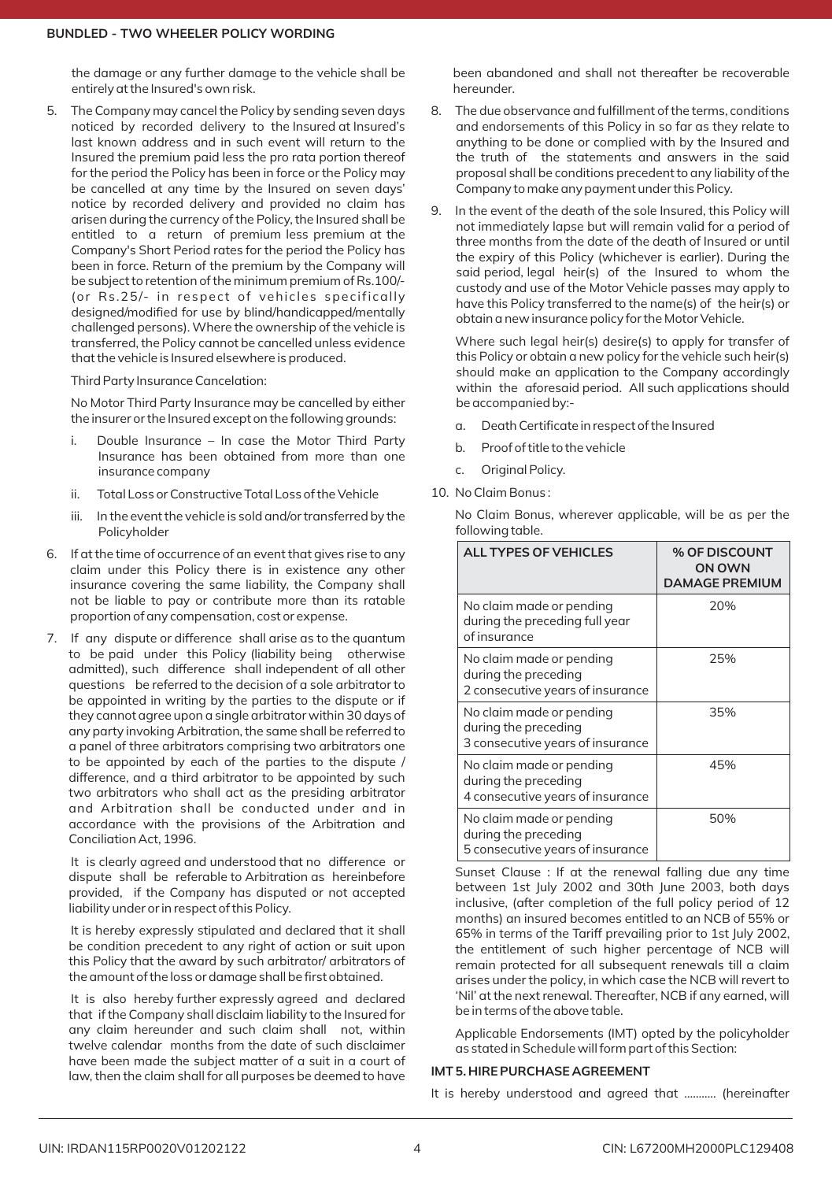the damage or any further damage to the vehicle shall be entirely at the Insured's own risk.

5. The Company may cancel the Policy by sending seven days noticed by recorded delivery to the Insured at Insured's last known address and in such event will return to the Insured the premium paid less the pro rata portion thereof for the period the Policy has been in force or the Policy may be cancelled at any time by the Insured on seven days' notice by recorded delivery and provided no claim has arisen during the currency of the Policy, the Insured shall be entitled to a return of premium less premium at the Company's Short Period rates for the period the Policy has been in force. Return of the premium by the Company will be subject to retention of the minimum premium of Rs.100/- (or Rs.25/- in respect of vehicles specifically designed/modified for use by blind/handicapped/mentally challenged persons). Where the ownership of the vehicle is transferred, the Policy cannot be cancelled unless evidence that the vehicle is Insured elsewhere is produced.

   Third Party Insurance Cancelation:

   No Motor Third Party Insurance may be cancelled by either the insurer or the Insured except on the following grounds:

   i. Double Insurance – In case the Motor Third Party Insurance has been obtained from more than one insurance company

   ii. Total Loss or Constructive Total Loss of the Vehicle

   iii. In the event the vehicle is sold and/or transferred by the Policyholder

6. If at the time of occurrence of an event that gives rise to any claim under this Policy there is in existence any other insurance covering the same liability, the Company shall not be liable to pay or contribute more than its ratable proportion of any compensation, cost or expense.

7. If any dispute or difference shall arise as to the quantum to be paid under this Policy (liability being otherwise admitted), such difference shall independent of all other questions be referred to the decision of a sole arbitrator to be appointed in writing by the parties to the dispute or if they cannot agree upon a single arbitrator within 30 days of any party invoking Arbitration, the same shall be referred to a panel of three arbitrators comprising two arbitrators one to be appointed by each of the parties to the dispute / difference, and a third arbitrator to be appointed by such two arbitrators who shall act as the presiding arbitrator and Arbitration shall be conducted under and in accordance with the provisions of the Arbitration and Conciliation Act, 1996.

   It is clearly agreed and understood that no difference or dispute shall be referable to Arbitration as hereinbefore provided, if the Company has disputed or not accepted liability under or in respect of this Policy.

   It is hereby expressly stipulated and declared that it shall be condition precedent to any right of action or suit upon this Policy that the award by such arbitrator/ arbitrators of the amount of the loss or damage shall be first obtained.

   It is also hereby further expressly agreed and declared that if the Company shall disclaim liability to the Insured for any claim hereunder and such claim shall not, within twelve calendar months from the date of such disclaimer have been made the subject matter of a suit in a court of law, then the claim shall for all purposes be deemed to have been abandoned and shall not thereafter be recoverable hereunder.

8. The due observance and fulfillment of the terms, conditions and endorsements of this Policy in so far as they relate to anything to be done or complied with by the Insured and the truth of the statements and answers in the said proposal shall be conditions precedent to any liability of the Company to make any payment under this Policy.

9. In the event of the death of the sole Insured, this Policy will not immediately lapse but will remain valid for a period of three months from the date of the death of Insured or until the expiry of this Policy (whichever is earlier). During the said period, legal heir(s) of the Insured to whom the custody and use of the Motor Vehicle passes may apply to have this Policy transferred to the name(s) of the heir(s) or obtain a new insurance policy for the Motor Vehicle.

   Where such legal heir(s) desire(s) to apply for transfer of this Policy or obtain a new policy for the vehicle such heir(s) should make an application to the Company accordingly within the aforesaid period. All such applications should be accompanied by:-

   a. Death Certificate in respect of the Insured

   b. Proof of title to the vehicle

   c. Original Policy.

10. No Claim Bonus :

   No Claim Bonus, wherever applicable, will be as per the following table.

| ALL TYPES OF VEHICLES | % OF DISCOUNT ON OWN DAMAGE PREMIUM |
|---|---|
| No claim made or pending during the preceding full year of insurance | 20% |
| No claim made or pending during the preceding 2 consecutive years of insurance | 25% |
| No claim made or pending during the preceding 3 consecutive years of insurance | 35% |
| No claim made or pending during the preceding 4 consecutive years of insurance | 45% |
| No claim made or pending during the preceding 5 consecutive years of insurance | 50% |

   Sunset Clause : If at the renewal falling due any time between 1st July 2002 and 30th June 2003, both days inclusive, (after completion of the full policy period of 12 months) an insured becomes entitled to an NCB of 55% or 65% in terms of the Tariff prevailing prior to 1st July 2002, the entitlement of such higher percentage of NCB will remain protected for all subsequent renewals till a claim arises under the policy, in which case the NCB will revert to 'Nil' at the next renewal. Thereafter, NCB if any earned, will be in terms of the above table.

   Applicable Endorsements (IMT) opted by the policyholder as stated in Schedule will form part of this Section:

**IMT 5. HIRE PURCHASE AGREEMENT**

It is hereby understood and agreed that ........... (hereinafter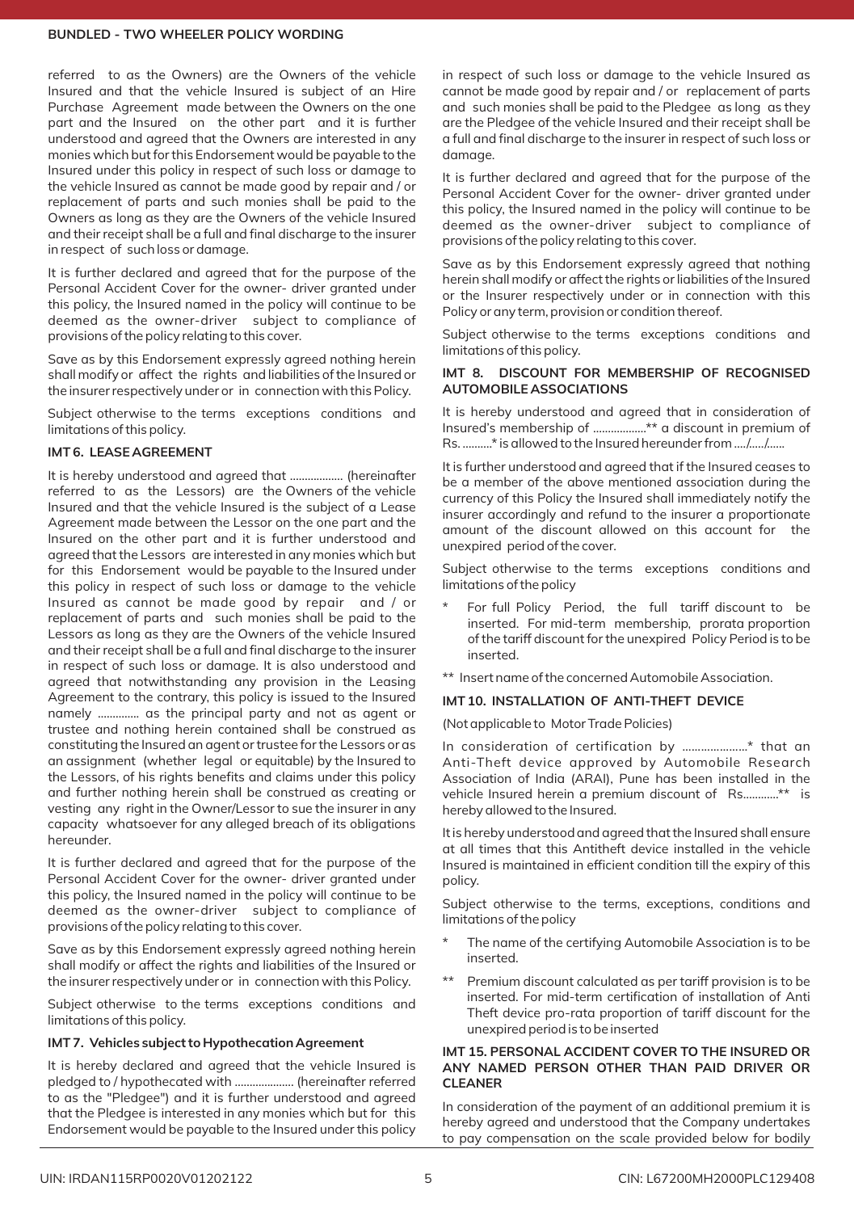referred to as the Owners) are the Owners of the vehicle Insured and that the vehicle Insured is subject of an Hire Purchase Agreement made between the Owners on the one part and the Insured on the other part and it is further understood and agreed that the Owners are interested in any monies which but for this Endorsement would be payable to the Insured under this policy in respect of such loss or damage to the vehicle Insured as cannot be made good by repair and / or replacement of parts and such monies shall be paid to the Owners as long as they are the Owners of the vehicle Insured and their receipt shall be a full and final discharge to the insurer in respect of such loss or damage.

It is further declared and agreed that for the purpose of the Personal Accident Cover for the owner- driver granted under this policy, the Insured named in the policy will continue to be deemed as the owner-driver subject to compliance of provisions of the policy relating to this cover.

Save as by this Endorsement expressly agreed nothing herein shall modify or affect the rights and liabilities of the Insured or the insurer respectively under or in connection with this Policy.

Subject otherwise to the terms exceptions conditions and limitations of this policy.

### IMT 6. LEASE AGREEMENT

It is hereby understood and agreed that .................. (hereinafter referred to as the Lessors) are the Owners of the vehicle Insured and that the vehicle Insured is the subject of a Lease Agreement made between the Lessor on the one part and the Insured on the other part and it is further understood and agreed that the Lessors are interested in any monies which but for this Endorsement would be payable to the Insured under this policy in respect of such loss or damage to the vehicle Insured as cannot be made good by repair and / or replacement of parts and such monies shall be paid to the Lessors as long as they are the Owners of the vehicle Insured and their receipt shall be a full and final discharge to the insurer in respect of such loss or damage. It is also understood and agreed that notwithstanding any provision in the Leasing Agreement to the contrary, this policy is issued to the Insured namely .............. as the principal party and not as agent or trustee and nothing herein contained shall be construed as constituting the Insured an agent or trustee for the Lessors or as an assignment (whether legal or equitable) by the Insured to the Lessors, of his rights benefits and claims under this policy and further nothing herein shall be construed as creating or vesting any right in the Owner/Lessor to sue the insurer in any capacity whatsoever for any alleged breach of its obligations hereunder.

It is further declared and agreed that for the purpose of the Personal Accident Cover for the owner- driver granted under this policy, the Insured named in the policy will continue to be deemed as the owner-driver subject to compliance of provisions of the policy relating to this cover.

Save as by this Endorsement expressly agreed nothing herein shall modify or affect the rights and liabilities of the Insured or the insurer respectively under or in connection with this Policy.

Subject otherwise to the terms exceptions conditions and limitations of this policy.

### IMT 7. Vehicles subject to Hypothecation Agreement

It is hereby declared and agreed that the vehicle Insured is pledged to / hypothecated with .................... (hereinafter referred to as the "Pledgee") and it is further understood and agreed that the Pledgee is interested in any monies which but for this Endorsement would be payable to the Insured under this policy in respect of such loss or damage to the vehicle Insured as cannot be made good by repair and / or replacement of parts and such monies shall be paid to the Pledgee as long as they are the Pledgee of the vehicle Insured and their receipt shall be a full and final discharge to the insurer in respect of such loss or damage.

It is further declared and agreed that for the purpose of the Personal Accident Cover for the owner- driver granted under this policy, the Insured named in the policy will continue to be deemed as the owner-driver subject to compliance of provisions of the policy relating to this cover.

Save as by this Endorsement expressly agreed that nothing herein shall modify or affect the rights or liabilities of the Insured or the Insurer respectively under or in connection with this Policy or any term, provision or condition thereof.

Subject otherwise to the terms exceptions conditions and limitations of this policy.

### IMT 8. DISCOUNT FOR MEMBERSHIP OF RECOGNISED AUTOMOBILE ASSOCIATIONS

It is hereby understood and agreed that in consideration of Insured's membership of ..................** a discount in premium of Rs. ..........* is allowed to the Insured hereunder from ..../....../......

It is further understood and agreed that if the Insured ceases to be a member of the above mentioned association during the currency of this Policy the Insured shall immediately notify the insurer accordingly and refund to the insurer a proportionate amount of the discount allowed on this account for the unexpired period of the cover.

Subject otherwise to the terms exceptions conditions and limitations of the policy

\* For full Policy Period, the full tariff discount to be inserted. For mid-term membership, prorata proportion of the tariff discount for the unexpired Policy Period is to be inserted.

** Insert name of the concerned Automobile Association.

### IMT 10. INSTALLATION OF ANTI-THEFT DEVICE

(Not applicable to Motor Trade Policies)

In consideration of certification by .....................* that an Anti-Theft device approved by Automobile Research Association of India (ARAI), Pune has been installed in the vehicle Insured herein a premium discount of Rs...........** is hereby allowed to the Insured.

It is hereby understood and agreed that the Insured shall ensure at all times that this Antitheft device installed in the vehicle Insured is maintained in efficient condition till the expiry of this policy.

Subject otherwise to the terms, exceptions, conditions and limitations of the policy

\* The name of the certifying Automobile Association is to be inserted.

** Premium discount calculated as per tariff provision is to be inserted. For mid-term certification of installation of Anti Theft device pro-rata proportion of tariff discount for the unexpired period is to be inserted

### IMT 15. PERSONAL ACCIDENT COVER TO THE INSURED OR ANY NAMED PERSON OTHER THAN PAID DRIVER OR CLEANER

In consideration of the payment of an additional premium it is hereby agreed and understood that the Company undertakes to pay compensation on the scale provided below for bodily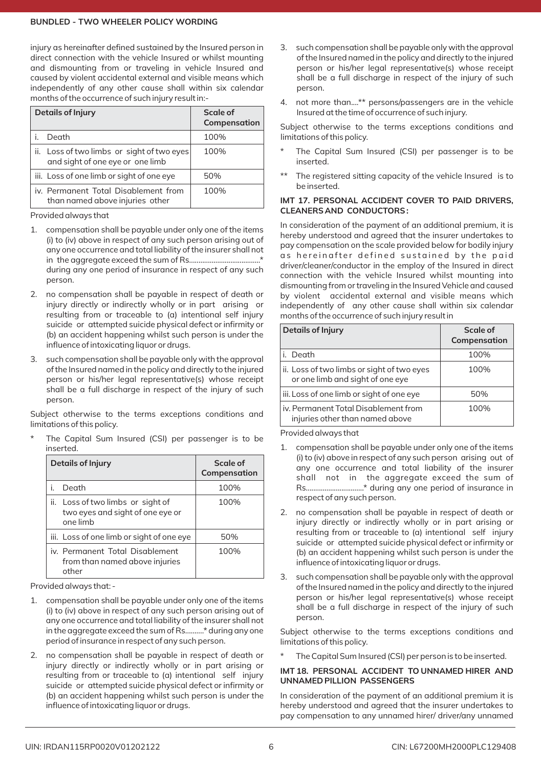injury as hereinafter defined sustained by the Insured person in direct connection with the vehicle Insured or whilst mounting and dismounting from or traveling in vehicle Insured and caused by violent accidental external and visible means which independently of any other cause shall within six calendar months of the occurrence of such injury result in:-

| Details of Injury | Scale of Compensation |
|---|---|
| i. Death | 100% |
| ii. Loss of two limbs or sight of two eyes and sight of one eye or one limb | 100% |
| iii. Loss of one limb or sight of one eye | 50% |
| iv. Permanent Total Disablement from than named above injuries other | 100% |

Provided always that

1. compensation shall be payable under only one of the items (i) to (iv) above in respect of any such person arising out of any one occurrence and total liability of the insurer shall not in the aggregate exceed the sum of Rs......................................* during any one period of insurance in respect of any such person.
2. no compensation shall be payable in respect of death or injury directly or indirectly wholly or in part arising or resulting from or traceable to (a) intentional self injury suicide or attempted suicide physical defect or infirmity or (b) an accident happening whilst such person is under the influence of intoxicating liquor or drugs.
3. such compensation shall be payable only with the approval of the Insured named in the policy and directly to the injured person or his/her legal representative(s) whose receipt shall be a full discharge in respect of the injury of such person.

Subject otherwise to the terms exceptions conditions and limitations of this policy.

* The Capital Sum Insured (CSI) per passenger is to be inserted.

| Details of Injury | Scale of Compensation |
|---|---|
| i. Death | 100% |
| ii. Loss of two limbs or sight of two eyes and sight of one eye or one limb | 100% |
| iii. Loss of one limb or sight of one eye | 50% |
| iv. Permanent Total Disablement from than named above injuries other | 100% |

Provided always that: -

1. compensation shall be payable under only one of the items (i) to (iv) above in respect of any such person arising out of any one occurrence and total liability of the insurer shall not in the aggregate exceed the sum of Rs..........* during any one period of insurance in respect of any such person.
2. no compensation shall be payable in respect of death or injury directly or indirectly wholly or in part arising or resulting from or traceable to (a) intentional self injury suicide or attempted suicide physical defect or infirmity or (b) an accident happening whilst such person is under the influence of intoxicating liquor or drugs.
3. such compensation shall be payable only with the approval of the Insured named in the policy and directly to the injured person or his/her legal representative(s) whose receipt shall be a full discharge in respect of the injury of such person.
4. not more than....** persons/passengers are in the vehicle Insured at the time of occurrence of such injury.

Subject otherwise to the terms exceptions conditions and limitations of this policy.

* The Capital Sum Insured (CSI) per passenger is to be inserted.

** The registered sitting capacity of the vehicle Insured is to be inserted.

### IMT 17. PERSONAL ACCIDENT COVER TO PAID DRIVERS, CLEANERS AND CONDUCTORS :

In consideration of the payment of an additional premium, it is hereby understood and agreed that the insurer undertakes to pay compensation on the scale provided below for bodily injury as hereinafter defined sustained by the paid driver/cleaner/conductor in the employ of the Insured in direct connection with the vehicle Insured whilst mounting into dismounting from or traveling in the Insured Vehicle and caused by violent accidental external and visible means which independently of any other cause shall within six calendar months of the occurrence of such injury result in

| Details of Injury | Scale of Compensation |
|---|---|
| i. Death | 100% |
| ii. Loss of two limbs or sight of two eyes or one limb and sight of one eye | 100% |
| iii. Loss of one limb or sight of one eye | 50% |
| iv. Permanent Total Disablement from injuries other than named above | 100% |

Provided always that

1. compensation shall be payable under only one of the items (i) to (iv) above in respect of any such person arising out of any one occurrence and total liability of the insurer shall not in the aggregate exceed the sum of Rs...............................* during any one period of insurance in respect of any such person.
2. no compensation shall be payable in respect of death or injury directly or indirectly wholly or in part arising or resulting from or traceable to (a) intentional self injury suicide or attempted suicide physical defect or infirmity or (b) an accident happening whilst such person is under the influence of intoxicating liquor or drugs.
3. such compensation shall be payable only with the approval of the Insured named in the policy and directly to the injured person or his/her legal representative(s) whose receipt shall be a full discharge in respect of the injury of such person.

Subject otherwise to the terms exceptions conditions and limitations of this policy.

* The Capital Sum Insured (CSI) per person is to be inserted.

### IMT 18. PERSONAL ACCIDENT TO UNNAMED HIRER AND UNNAMED PILLION PASSENGERS

In consideration of the payment of an additional premium it is hereby understood and agreed that the insurer undertakes to pay compensation to any unnamed hirer/ driver/any unnamed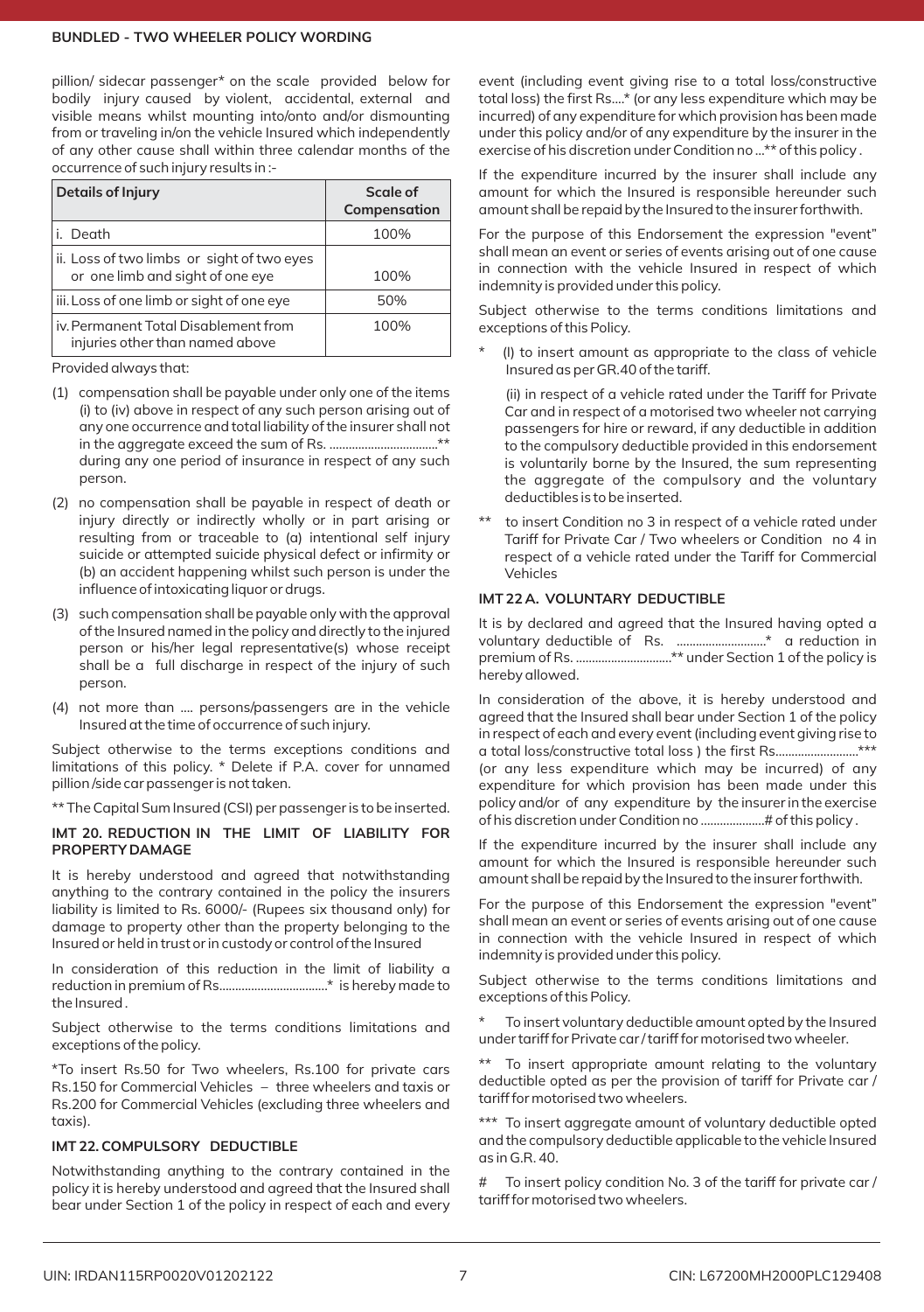pillion/ sidecar passenger* on the scale provided below for bodily injury caused by violent, accidental, external and visible means whilst mounting into/onto and/or dismounting from or traveling in/on the vehicle Insured which independently of any other cause shall within three calendar months of the occurrence of such injury results in :-

| Details of Injury | Scale of Compensation |
|---|---|
| i. Death | 100% |
| ii. Loss of two limbs or sight of two eyes or one limb and sight of one eye | 100% |
| iii. Loss of one limb or sight of one eye | 50% |
| iv. Permanent Total Disablement from injuries other than named above | 100% |

Provided always that:

(1) compensation shall be payable under only one of the items (i) to (iv) above in respect of any such person arising out of any one occurrence and total liability of the insurer shall not in the aggregate exceed the sum of Rs. ..................................** during any one period of insurance in respect of any such person.

(2) no compensation shall be payable in respect of death or injury directly or indirectly wholly or in part arising or resulting from or traceable to (a) intentional self injury suicide or attempted suicide physical defect or infirmity or (b) an accident happening whilst such person is under the influence of intoxicating liquor or drugs.

(3) such compensation shall be payable only with the approval of the Insured named in the policy and directly to the injured person or his/her legal representative(s) whose receipt shall be a full discharge in respect of the injury of such person.

(4) not more than .... persons/passengers are in the vehicle Insured at the time of occurrence of such injury.

Subject otherwise to the terms exceptions conditions and limitations of this policy. * Delete if P.A. cover for unnamed pillion /side car passenger is not taken.

** The Capital Sum Insured (CSI) per passenger is to be inserted.

### IMT 20. REDUCTION IN THE LIMIT OF LIABILITY FOR PROPERTY DAMAGE

It is hereby understood and agreed that notwithstanding anything to the contrary contained in the policy the insurers liability is limited to Rs. 6000/- (Rupees six thousand only) for damage to property other than the property belonging to the Insured or held in trust or in custody or control of the Insured

In consideration of this reduction in the limit of liability a reduction in premium of Rs.................................* is hereby made to the Insured .

Subject otherwise to the terms conditions limitations and exceptions of the policy.

*To insert Rs.50 for Two wheelers, Rs.100 for private cars Rs.150 for Commercial Vehicles – three wheelers and taxis or Rs.200 for Commercial Vehicles (excluding three wheelers and taxis).

### IMT 22. COMPULSORY DEDUCTIBLE

Notwithstanding anything to the contrary contained in the policy it is hereby understood and agreed that the Insured shall bear under Section 1 of the policy in respect of each and every event (including event giving rise to a total loss/constructive total loss) the first Rs....* (or any less expenditure which may be incurred) of any expenditure for which provision has been made under this policy and/or of any expenditure by the insurer in the exercise of his discretion under Condition no ...** of this policy .

If the expenditure incurred by the insurer shall include any amount for which the Insured is responsible hereunder such amount shall be repaid by the Insured to the insurer forthwith.

For the purpose of this Endorsement the expression "event" shall mean an event or series of events arising out of one cause in connection with the vehicle Insured in respect of which indemnity is provided under this policy.

Subject otherwise to the terms conditions limitations and exceptions of this Policy.

\* (I) to insert amount as appropriate to the class of vehicle Insured as per GR.40 of the tariff.

(ii) in respect of a vehicle rated under the Tariff for Private Car and in respect of a motorised two wheeler not carrying passengers for hire or reward, if any deductible in addition to the compulsory deductible provided in this endorsement is voluntarily borne by the Insured, the sum representing the aggregate of the compulsory and the voluntary deductibles is to be inserted.

** to insert Condition no 3 in respect of a vehicle rated under Tariff for Private Car / Two wheelers or Condition no 4 in respect of a vehicle rated under the Tariff for Commercial Vehicles

### IMT 22 A. VOLUNTARY DEDUCTIBLE

It is by declared and agreed that the Insured having opted a voluntary deductible of Rs. ...........................* a reduction in premium of Rs. ..............................** under Section 1 of the policy is hereby allowed.

In consideration of the above, it is hereby understood and agreed that the Insured shall bear under Section 1 of the policy in respect of each and every event (including event giving rise to a total loss/constructive total loss ) the first Rs.........................*** (or any less expenditure which may be incurred) of any expenditure for which provision has been made under this policy and/or of any expenditure by the insurer in the exercise of his discretion under Condition no ....................# of this policy .

If the expenditure incurred by the insurer shall include any amount for which the Insured is responsible hereunder such amount shall be repaid by the Insured to the insurer forthwith.

For the purpose of this Endorsement the expression "event" shall mean an event or series of events arising out of one cause in connection with the vehicle Insured in respect of which indemnity is provided under this policy.

Subject otherwise to the terms conditions limitations and exceptions of this Policy.

\* To insert voluntary deductible amount opted by the Insured under tariff for Private car / tariff for motorised two wheeler.

** To insert appropriate amount relating to the voluntary deductible opted as per the provision of tariff for Private car / tariff for motorised two wheelers.

*** To insert aggregate amount of voluntary deductible opted and the compulsory deductible applicable to the vehicle Insured as in G.R. 40.

\# To insert policy condition No. 3 of the tariff for private car / tariff for motorised two wheelers.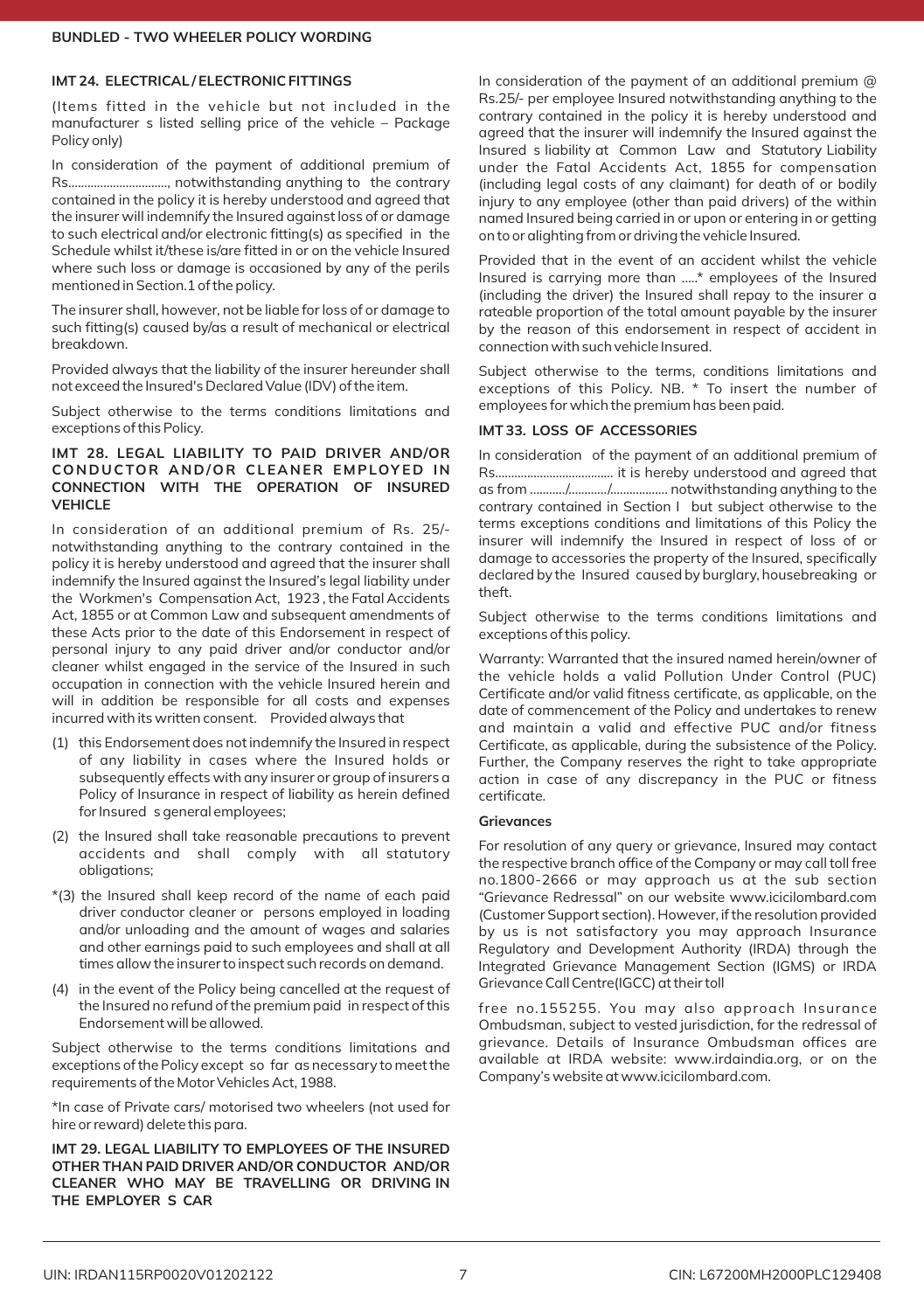### IMT 24. ELECTRICAL / ELECTRONIC FITTINGS

(Items fitted in the vehicle but not included in the manufacturer s listed selling price of the vehicle – Package Policy only)

In consideration of the payment of additional premium of Rs..............................., notwithstanding anything to the contrary contained in the policy it is hereby understood and agreed that the insurer will indemnify the Insured against loss of or damage to such electrical and/or electronic fitting(s) as specified in the Schedule whilst it/these is/are fitted in or on the vehicle Insured where such loss or damage is occasioned by any of the perils mentioned in Section.1 of the policy.

The insurer shall, however, not be liable for loss of or damage to such fitting(s) caused by/as a result of mechanical or electrical breakdown.

Provided always that the liability of the insurer hereunder shall not exceed the Insured's Declared Value (IDV) of the item.

Subject otherwise to the terms conditions limitations and exceptions of this Policy.

### IMT 28. LEGAL LIABILITY TO PAID DRIVER AND/OR CONDUCTOR AND/OR CLEANER EMPLOYED IN CONNECTION WITH THE OPERATION OF INSURED VEHICLE

In consideration of an additional premium of Rs. 25/- notwithstanding anything to the contrary contained in the policy it is hereby understood and agreed that the insurer shall indemnify the Insured against the Insured's legal liability under the Workmen's Compensation Act, 1923 , the Fatal Accidents Act, 1855 or at Common Law and subsequent amendments of these Acts prior to the date of this Endorsement in respect of personal injury to any paid driver and/or conductor and/or cleaner whilst engaged in the service of the Insured in such occupation in connection with the vehicle Insured herein and will in addition be responsible for all costs and expenses incurred with its written consent. Provided always that

(1) this Endorsement does not indemnify the Insured in respect of any liability in cases where the Insured holds or subsequently effects with any insurer or group of insurers a Policy of Insurance in respect of liability as herein defined for Insured s general employees;

(2) the Insured shall take reasonable precautions to prevent accidents and shall comply with all statutory obligations;

*(3) the Insured shall keep record of the name of each paid driver conductor cleaner or persons employed in loading and/or unloading and the amount of wages and salaries and other earnings paid to such employees and shall at all times allow the insurer to inspect such records on demand.

(4) in the event of the Policy being cancelled at the request of the Insured no refund of the premium paid in respect of this Endorsement will be allowed.

Subject otherwise to the terms conditions limitations and exceptions of the Policy except so far as necessary to meet the requirements of the Motor Vehicles Act, 1988.

*In case of Private cars/ motorised two wheelers (not used for hire or reward) delete this para.

### IMT 29. LEGAL LIABILITY TO EMPLOYEES OF THE INSURED OTHER THAN PAID DRIVER AND/OR CONDUCTOR AND/OR CLEANER WHO MAY BE TRAVELLING OR DRIVING IN THE EMPLOYER S CAR

In consideration of the payment of an additional premium @ Rs.25/- per employee Insured notwithstanding anything to the contrary contained in the policy it is hereby understood and agreed that the insurer will indemnify the Insured against the Insured s liability at Common Law and Statutory Liability under the Fatal Accidents Act, 1855 for compensation (including legal costs of any claimant) for death of or bodily injury to any employee (other than paid drivers) of the within named Insured being carried in or upon or entering in or getting on to or alighting from or driving the vehicle Insured.

Provided that in the event of an accident whilst the vehicle Insured is carrying more than .....* employees of the Insured (including the driver) the Insured shall repay to the insurer a rateable proportion of the total amount payable by the insurer by the reason of this endorsement in respect of accident in connection with such vehicle Insured.

Subject otherwise to the terms, conditions limitations and exceptions of this Policy. NB. * To insert the number of employees for which the premium has been paid.

### IMT 33. LOSS OF ACCESSORIES

In consideration of the payment of an additional premium of Rs..................................... it is hereby understood and agreed that as from .........../.........../................. notwithstanding anything to the contrary contained in Section I but subject otherwise to the terms exceptions conditions and limitations of this Policy the insurer will indemnify the Insured in respect of loss of or damage to accessories the property of the Insured, specifically declared by the Insured caused by burglary, housebreaking or theft.

Subject otherwise to the terms conditions limitations and exceptions of this policy.

Warranty: Warranted that the insured named herein/owner of the vehicle holds a valid Pollution Under Control (PUC) Certificate and/or valid fitness certificate, as applicable, on the date of commencement of the Policy and undertakes to renew and maintain a valid and effective PUC and/or fitness Certificate, as applicable, during the subsistence of the Policy. Further, the Company reserves the right to take appropriate action in case of any discrepancy in the PUC or fitness certificate.

### Grievances

For resolution of any query or grievance, Insured may contact the respective branch office of the Company or may call toll free no.1800-2666 or may approach us at the sub section "Grievance Redressal" on our website www.icicilombard.com (Customer Support section). However, if the resolution provided by us is not satisfactory you may approach Insurance Regulatory and Development Authority (IRDA) through the Integrated Grievance Management Section (IGMS) or IRDA Grievance Call Centre(IGCC) at their toll free no.155255. You may also approach Insurance Ombudsman, subject to vested jurisdiction, for the redressal of grievance. Details of Insurance Ombudsman offices are available at IRDA website: www.irdaindia.org, or on the Company's website at www.icicilombard.com.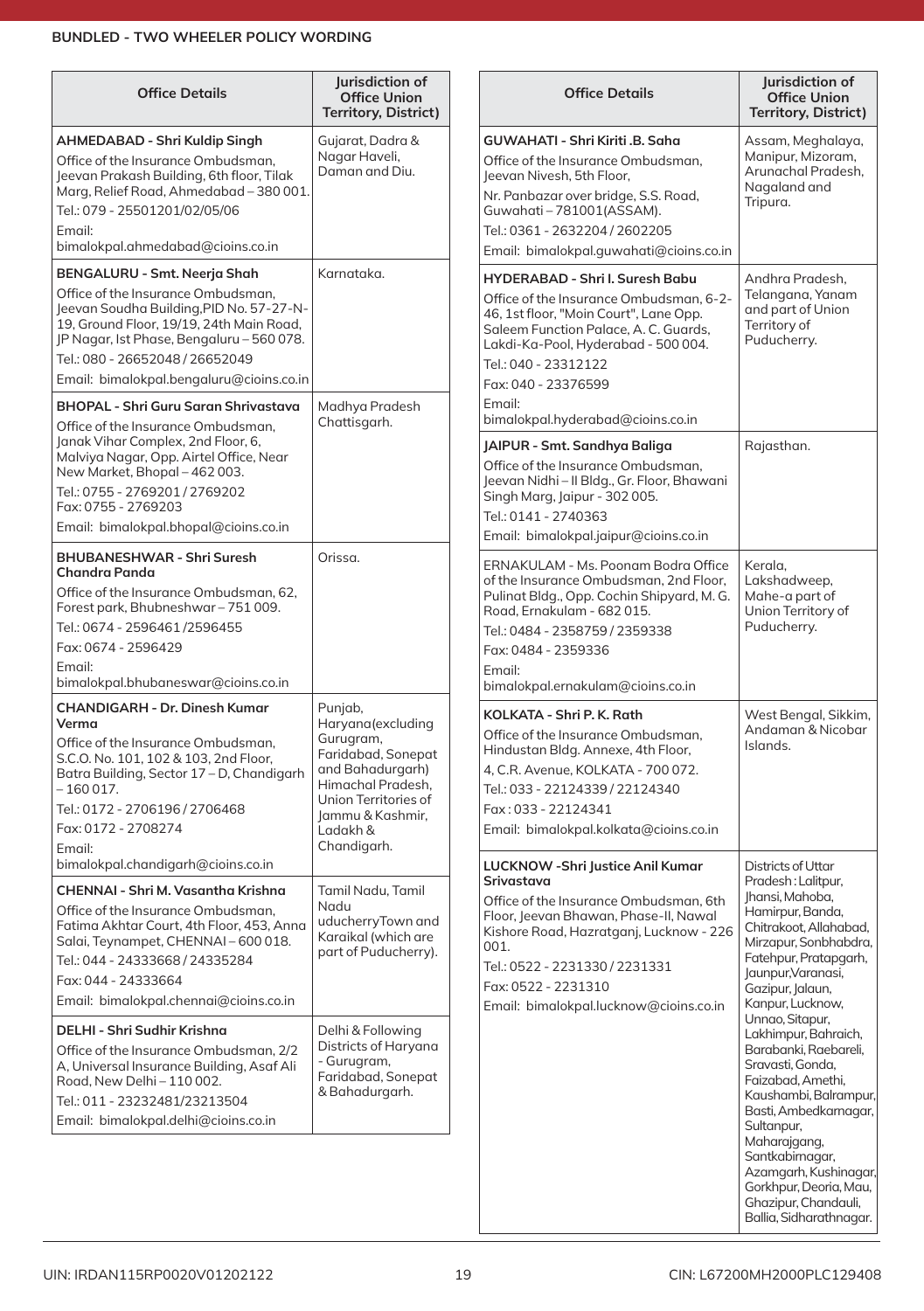| Office Details | Jurisdiction of Office Union Territory, District) |
|---|---|
| **AHMEDABAD - Shri Kuldip Singh** Office of the Insurance Ombudsman, Jeevan Prakash Building, 6th floor, Tilak Marg, Relief Road, Ahmedabad – 380 001. Tel.: 079 - 25501201/02/05/06 Email: bimalokpal.ahmedabad@cioins.co.in | Gujarat, Dadra & Nagar Haveli, Daman and Diu. |
| **BENGALURU - Smt. Neerja Shah** Office of the Insurance Ombudsman, Jeevan Soudha Building,PID No. 57-27-N-19, Ground Floor, 19/19, 24th Main Road, JP Nagar, Ist Phase, Bengaluru – 560 078. Tel.: 080 - 26652048 / 26652049 Email: bimalokpal.bengaluru@cioins.co.in | Karnataka. |
| **BHOPAL - Shri Guru Saran Shrivastava** Office of the Insurance Ombudsman, Janak Vihar Complex, 2nd Floor, 6, Malviya Nagar, Opp. Airtel Office, Near New Market, Bhopal – 462 003. Tel.: 0755 - 2769201 / 2769202 Fax: 0755 - 2769203 Email: bimalokpal.bhopal@cioins.co.in | Madhya Pradesh Chattisgarh. |
| **BHUBANESHWAR - Shri Suresh Chandra Panda** Office of the Insurance Ombudsman, 62, Forest park, Bhubneshwar – 751 009. Tel.: 0674 - 2596461 /2596455 Fax: 0674 - 2596429 Email: bimalokpal.bhubaneswar@cioins.co.in | Orissa. |
| **CHANDIGARH - Dr. Dinesh Kumar Verma** Office of the Insurance Ombudsman, S.C.O. No. 101, 102 & 103, 2nd Floor, Batra Building, Sector 17 – D, Chandigarh – 160 017. Tel.: 0172 - 2706196 / 2706468 Fax: 0172 - 2708274 Email: bimalokpal.chandigarh@cioins.co.in | Punjab, Haryana(excluding Gurugram, Faridabad, Sonepat and Bahadurgarh) Himachal Pradesh, Union Territories of Jammu & Kashmir, Ladakh & Chandigarh. |
| **CHENNAI - Shri M. Vasantha Krishna** Office of the Insurance Ombudsman, Fatima Akhtar Court, 4th Floor, 453, Anna Salai, Teynampet, CHENNAI – 600 018. Tel.: 044 - 24333668 / 24335284 Fax: 044 - 24333664 Email: bimalokpal.chennai@cioins.co.in | Tamil Nadu, Tamil Nadu uducherryTown and Karaikal (which are part of Puducherry). |
| **DELHI - Shri Sudhir Krishna** Office of the Insurance Ombudsman, 2/2 A, Universal Insurance Building, Asaf Ali Road, New Delhi – 110 002. Tel.: 011 - 23232481/23213504 Email: bimalokpal.delhi@cioins.co.in | Delhi & Following Districts of Haryana - Gurugram, Faridabad, Sonepat & Bahadurgarh. |
| **GUWAHATI - Shri Kiriti .B. Saha** Office of the Insurance Ombudsman, Jeevan Nivesh, 5th Floor, Nr. Panbazar over bridge, S.S. Road, Guwahati – 781001(ASSAM). Tel.: 0361 - 2632204 / 2602205 Email: bimalokpal.guwahati@cioins.co.in | Assam, Meghalaya, Manipur, Mizoram, Arunachal Pradesh, Nagaland and Tripura. |
| **HYDERABAD - Shri I. Suresh Babu** Office of the Insurance Ombudsman, 6-2-46, 1st floor, "Moin Court", Lane Opp. Saleem Function Palace, A. C. Guards, Lakdi-Ka-Pool, Hyderabad - 500 004. Tel.: 040 - 23312122 Fax: 040 - 23376599 Email: bimalokpal.hyderabad@cioins.co.in | Andhra Pradesh, Telangana, Yanam and part of Union Territory of Puducherry. |
| **JAIPUR - Smt. Sandhya Baliga** Office of the Insurance Ombudsman, Jeevan Nidhi – II Bldg., Gr. Floor, Bhawani Singh Marg, Jaipur - 302 005. Tel.: 0141 - 2740363 Email: bimalokpal.jaipur@cioins.co.in | Rajasthan. |
| ERNAKULAM - Ms. Poonam Bodra Office of the Insurance Ombudsman, 2nd Floor, Pulinat Bldg., Opp. Cochin Shipyard, M. G. Road, Ernakulam - 682 015. Tel.: 0484 - 2358759 / 2359338 Fax: 0484 - 2359336 Email: bimalokpal.ernakulam@cioins.co.in | Kerala, Lakshadweep, Mahe-a part of Union Territory of Puducherry. |
| **KOLKATA - Shri P. K. Rath** Office of the Insurance Ombudsman, Hindustan Bldg. Annexe, 4th Floor, 4, C.R. Avenue, KOLKATA - 700 072. Tel.: 033 - 22124339 / 22124340 Fax : 033 - 22124341 Email: bimalokpal.kolkata@cioins.co.in | West Bengal, Sikkim, Andaman & Nicobar Islands. |
| **LUCKNOW -Shri Justice Anil Kumar Srivastava** Office of the Insurance Ombudsman, 6th Floor, Jeevan Bhawan, Phase-II, Nawal Kishore Road, Hazratganj, Lucknow - 226 001. Tel.: 0522 - 2231330 / 2231331 Fax: 0522 - 2231310 Email: bimalokpal.lucknow@cioins.co.in | Districts of Uttar Pradesh : Lalitpur, Jhansi, Mahoba, Hamirpur, Banda, Chitrakoot, Allahabad, Mirzapur, Sonbhabdra, Fatehpur, Pratapgarh, Jaunpur,Varanasi, Gazipur, Jalaun, Kanpur, Lucknow, Unnao, Sitapur, Lakhimpur, Bahraich, Barabanki, Raebareli, Sravasti, Gonda, Faizabad, Amethi, Kaushambi, Balrampur, Basti, Ambedkarnagar, Sultanpur, Maharajgang, Santkabirnagar, Azamgarh, Kushinagar, Gorkhpur, Deoria, Mau, Ghazipur, Chandauli, Ballia, Sidharathnagar. |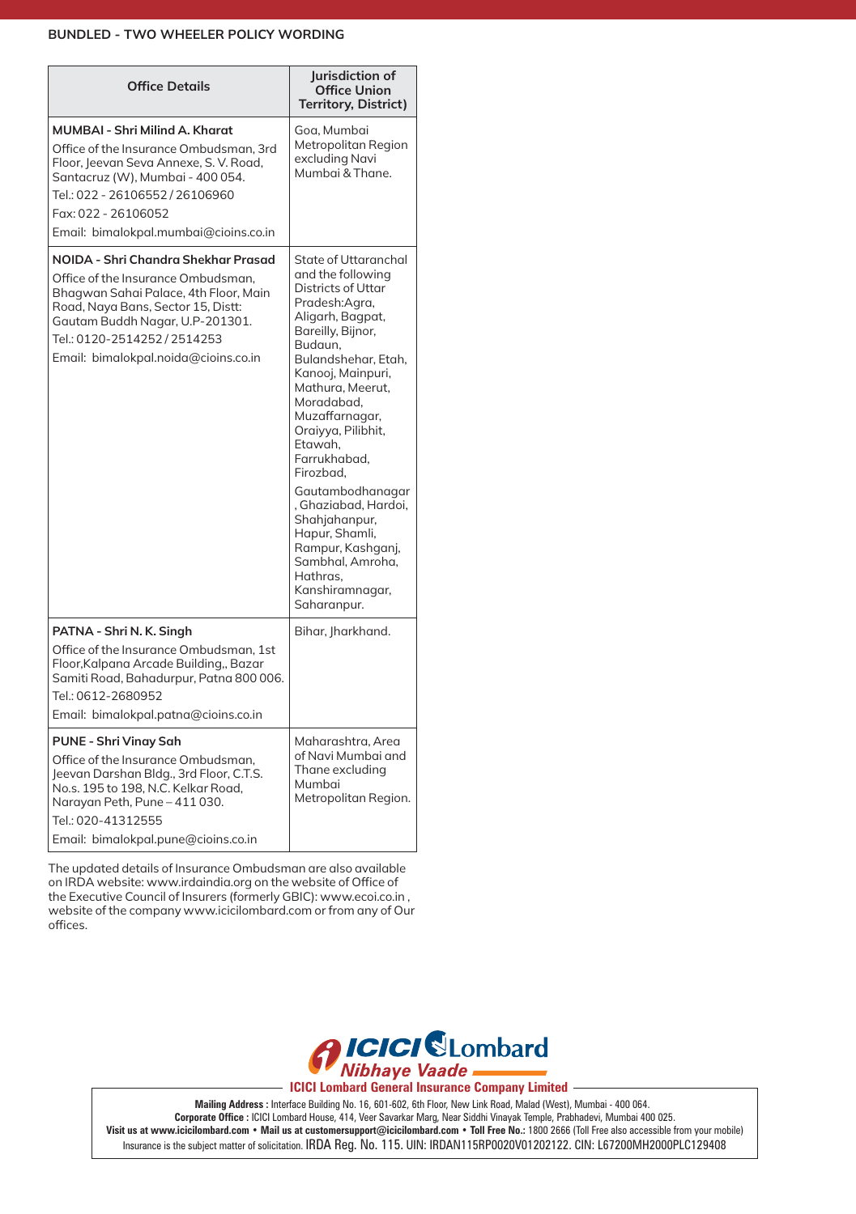| Office Details | Jurisdiction of Office Union Territory, District) |
|---|---|
| **MUMBAI - Shri Milind A. Kharat**<br>Office of the Insurance Ombudsman, 3rd Floor, Jeevan Seva Annexe, S. V. Road, Santacruz (W), Mumbai - 400 054.<br>Tel.: 022 - 26106552 / 26106960<br>Fax: 022 - 26106052<br>Email: bimalokpal.mumbai@cioins.co.in | Goa, Mumbai Metropolitan Region excluding Navi Mumbai & Thane. |
| **NOIDA - Shri Chandra Shekhar Prasad**<br>Office of the Insurance Ombudsman, Bhagwan Sahai Palace, 4th Floor, Main Road, Naya Bans, Sector 15, Distt: Gautam Buddh Nagar, U.P-201301.<br>Tel.: 0120-2514252 / 2514253<br>Email: bimalokpal.noida@cioins.co.in | State of Uttaranchal and the following Districts of Uttar Pradesh:Agra, Aligarh, Bagpat, Bareilly, Bijnor, Budaun, Bulandshehar, Etah, Kanooj, Mainpuri, Mathura, Meerut, Moradabad, Muzaffarnagar, Oraiyya, Pilibhit, Etawah, Farrukhabad, Firozbad,<br>Gautambodhanagar , Ghaziabad, Hardoi, Shahjahanpur, Hapur, Shamli, Rampur, Kashganj, Sambhal, Amroha, Hathras, Kanshiramnagar, Saharanpur. |
| **PATNA - Shri N. K. Singh**<br>Office of the Insurance Ombudsman, 1st Floor,Kalpana Arcade Building,, Bazar Samiti Road, Bahadurpur, Patna 800 006.<br>Tel.: 0612-2680952<br>Email: bimalokpal.patna@cioins.co.in | Bihar, Jharkhand. |
| **PUNE - Shri Vinay Sah**<br>Office of the Insurance Ombudsman, Jeevan Darshan Bldg., 3rd Floor, C.T.S. No.s. 195 to 198, N.C. Kelkar Road, Narayan Peth, Pune – 411 030.<br>Tel.: 020-41312555<br>Email: bimalokpal.pune@cioins.co.in | Maharashtra, Area of Navi Mumbai and Thane excluding Mumbai Metropolitan Region. |

The updated details of Insurance Ombudsman are also available on IRDA website: www.irdaindia.org on the website of Office of the Executive Council of Insurers (formerly GBIC): www.ecoi.co.in , website of the company www.icicilombard.com or from any of Our offices.

ICICI Lombard
Nibhaye Vaade

**ICICI Lombard General Insurance Company Limited**

**Mailing Address :** Interface Building No. 16, 601-602, 6th Floor, New Link Road, Malad (West), Mumbai - 400 064.
**Corporate Office :** ICICI Lombard House, 414, Veer Savarkar Marg, Near Siddhi Vinayak Temple, Prabhadevi, Mumbai 400 025.
**Visit us at www.icicilombard.com • Mail us at customersupport@icicilombard.com • Toll Free No.:** 1800 2666 (Toll Free also accessible from your mobile)
Insurance is the subject matter of solicitation. IRDA Reg. No. 115. UIN: IRDAN115RP0020V01202122. CIN: L67200MH2000PLC129408